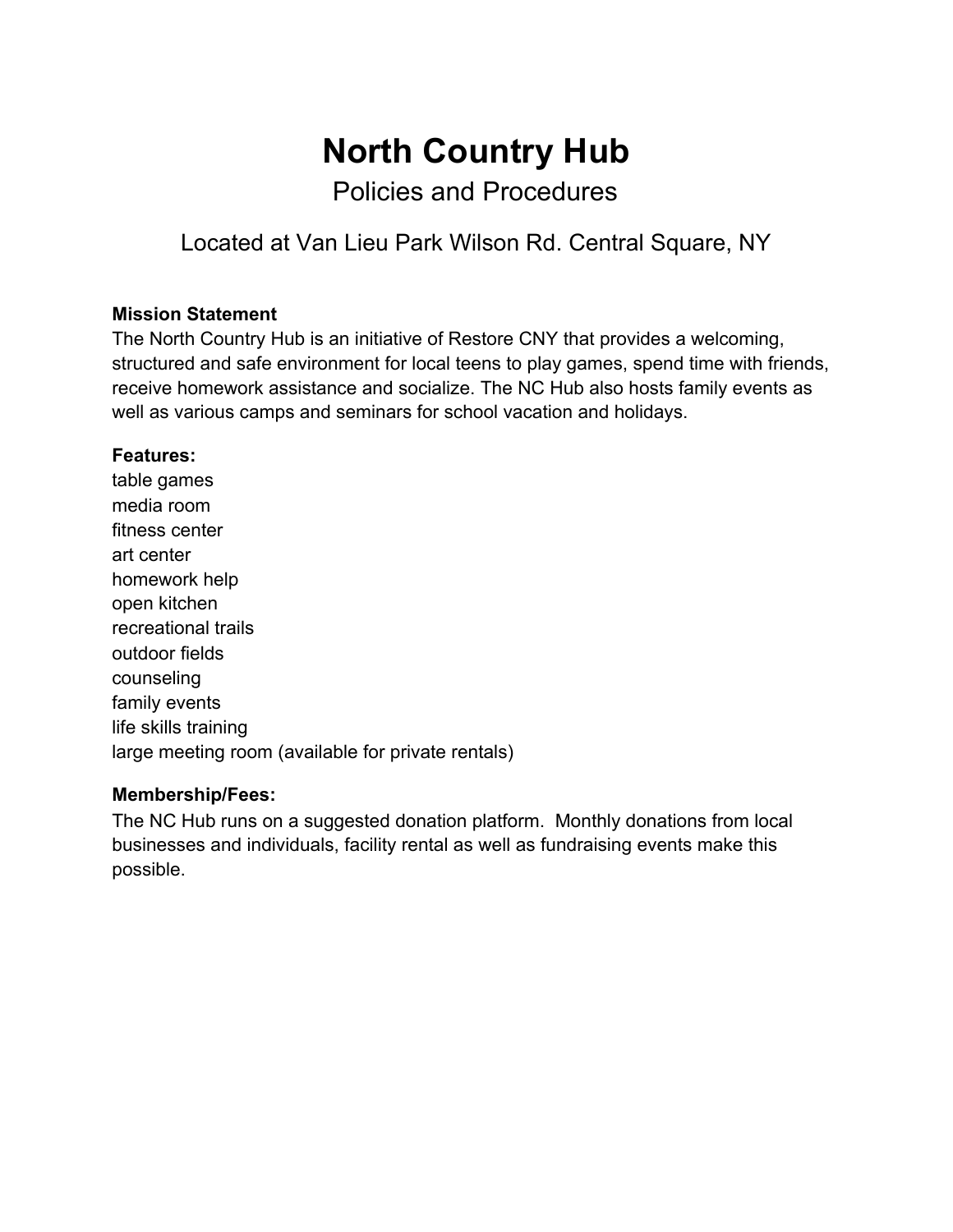# North Country Hub

## Policies and Procedures

### Located at Van Lieu Park Wilson Rd. Central Square, NY

**Mission Statement**

The North Country Hub is an initiative of Restore CNY that provides a welcoming, structured and safe environment for local teens to play games, spend time with friends, receive homework assistance and socialize. The NC Hub also hosts family events as well as various camps and seminars for school vacation and holidays.

**Features:**

table games
media room
fitness center
art center
homework help
open kitchen
recreational trails
outdoor fields
counseling
family events
life skills training
large meeting room (available for private rentals)

**Membership/Fees:**

The NC Hub runs on a suggested donation platform. Monthly donations from local businesses and individuals, facility rental as well as fundraising events make this possible.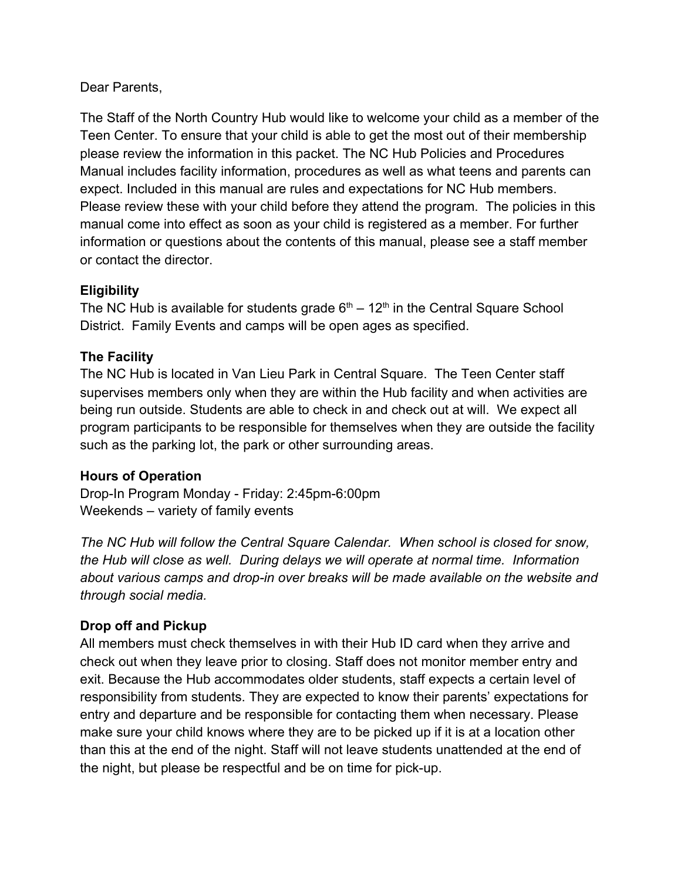Dear Parents,

The Staff of the North Country Hub would like to welcome your child as a member of the Teen Center. To ensure that your child is able to get the most out of their membership please review the information in this packet. The NC Hub Policies and Procedures Manual includes facility information, procedures as well as what teens and parents can expect. Included in this manual are rules and expectations for NC Hub members. Please review these with your child before they attend the program. The policies in this manual come into effect as soon as your child is registered as a member. For further information or questions about the contents of this manual, please see a staff member or contact the director.

**Eligibility**

The NC Hub is available for students grade 6th – 12th in the Central Square School District. Family Events and camps will be open ages as specified.

**The Facility**

The NC Hub is located in Van Lieu Park in Central Square. The Teen Center staff supervises members only when they are within the Hub facility and when activities are being run outside. Students are able to check in and check out at will. We expect all program participants to be responsible for themselves when they are outside the facility such as the parking lot, the park or other surrounding areas.

**Hours of Operation**

Drop-In Program Monday - Friday: 2:45pm-6:00pm
Weekends – variety of family events

*The NC Hub will follow the Central Square Calendar. When school is closed for snow, the Hub will close as well. During delays we will operate at normal time. Information about various camps and drop-in over breaks will be made available on the website and through social media.*

**Drop off and Pickup**

All members must check themselves in with their Hub ID card when they arrive and check out when they leave prior to closing. Staff does not monitor member entry and exit. Because the Hub accommodates older students, staff expects a certain level of responsibility from students. They are expected to know their parents' expectations for entry and departure and be responsible for contacting them when necessary. Please make sure your child knows where they are to be picked up if it is at a location other than this at the end of the night. Staff will not leave students unattended at the end of the night, but please be respectful and be on time for pick-up.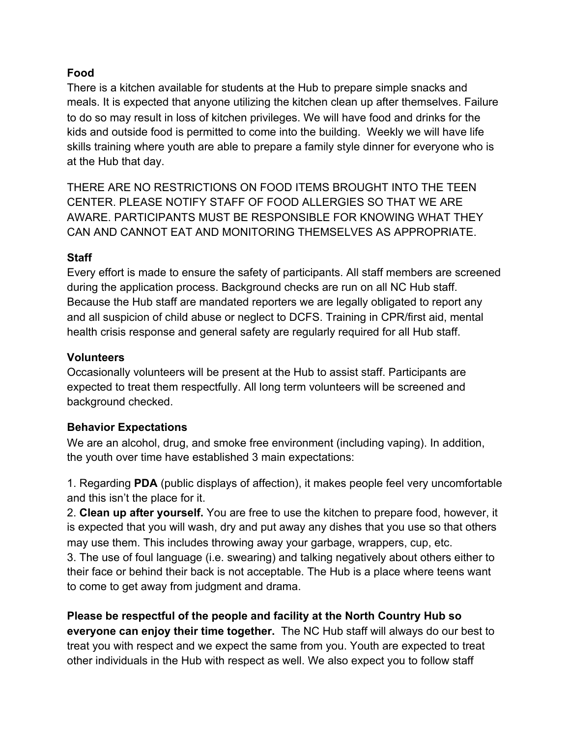**Food**

There is a kitchen available for students at the Hub to prepare simple snacks and meals. It is expected that anyone utilizing the kitchen clean up after themselves. Failure to do so may result in loss of kitchen privileges. We will have food and drinks for the kids and outside food is permitted to come into the building. Weekly we will have life skills training where youth are able to prepare a family style dinner for everyone who is at the Hub that day.

THERE ARE NO RESTRICTIONS ON FOOD ITEMS BROUGHT INTO THE TEEN CENTER. PLEASE NOTIFY STAFF OF FOOD ALLERGIES SO THAT WE ARE AWARE. PARTICIPANTS MUST BE RESPONSIBLE FOR KNOWING WHAT THEY CAN AND CANNOT EAT AND MONITORING THEMSELVES AS APPROPRIATE.

**Staff**

Every effort is made to ensure the safety of participants. All staff members are screened during the application process. Background checks are run on all NC Hub staff. Because the Hub staff are mandated reporters we are legally obligated to report any and all suspicion of child abuse or neglect to DCFS. Training in CPR/first aid, mental health crisis response and general safety are regularly required for all Hub staff.

**Volunteers**

Occasionally volunteers will be present at the Hub to assist staff. Participants are expected to treat them respectfully. All long term volunteers will be screened and background checked.

**Behavior Expectations**

We are an alcohol, drug, and smoke free environment (including vaping). In addition, the youth over time have established 3 main expectations:

1. Regarding **PDA** (public displays of affection), it makes people feel very uncomfortable and this isn't the place for it.
2. **Clean up after yourself.** You are free to use the kitchen to prepare food, however, it is expected that you will wash, dry and put away any dishes that you use so that others may use them. This includes throwing away your garbage, wrappers, cup, etc.
3. The use of foul language (i.e. swearing) and talking negatively about others either to their face or behind their back is not acceptable. The Hub is a place where teens want to come to get away from judgment and drama.

**Please be respectful of the people and facility at the North Country Hub so everyone can enjoy their time together.** The NC Hub staff will always do our best to treat you with respect and we expect the same from you. Youth are expected to treat other individuals in the Hub with respect as well. We also expect you to follow staff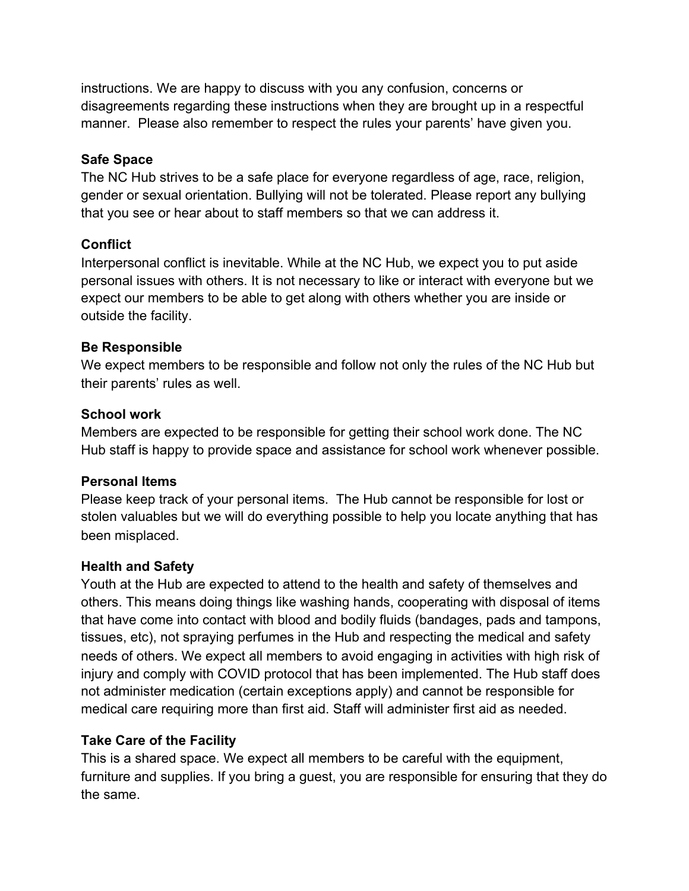instructions. We are happy to discuss with you any confusion, concerns or disagreements regarding these instructions when they are brought up in a respectful manner.  Please also remember to respect the rules your parents' have given you.

**Safe Space**

The NC Hub strives to be a safe place for everyone regardless of age, race, religion, gender or sexual orientation. Bullying will not be tolerated. Please report any bullying that you see or hear about to staff members so that we can address it.

**Conflict**

Interpersonal conflict is inevitable. While at the NC Hub, we expect you to put aside personal issues with others. It is not necessary to like or interact with everyone but we expect our members to be able to get along with others whether you are inside or outside the facility.

**Be Responsible**

We expect members to be responsible and follow not only the rules of the NC Hub but their parents' rules as well.

**School work**

Members are expected to be responsible for getting their school work done. The NC Hub staff is happy to provide space and assistance for school work whenever possible.

**Personal Items**

Please keep track of your personal items.  The Hub cannot be responsible for lost or stolen valuables but we will do everything possible to help you locate anything that has been misplaced.

**Health and Safety**

Youth at the Hub are expected to attend to the health and safety of themselves and others. This means doing things like washing hands, cooperating with disposal of items that have come into contact with blood and bodily fluids (bandages, pads and tampons, tissues, etc), not spraying perfumes in the Hub and respecting the medical and safety needs of others. We expect all members to avoid engaging in activities with high risk of injury and comply with COVID protocol that has been implemented. The Hub staff does not administer medication (certain exceptions apply) and cannot be responsible for medical care requiring more than first aid. Staff will administer first aid as needed.

**Take Care of the Facility**

This is a shared space. We expect all members to be careful with the equipment, furniture and supplies. If you bring a guest, you are responsible for ensuring that they do the same.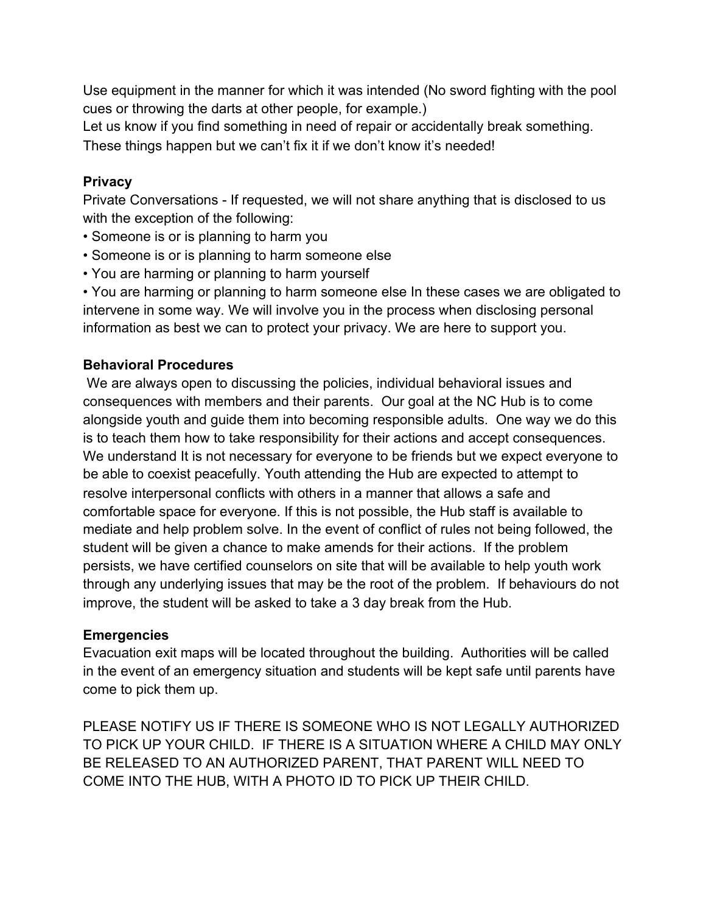Use equipment in the manner for which it was intended (No sword fighting with the pool cues or throwing the darts at other people, for example.)

Let us know if you find something in need of repair or accidentally break something. These things happen but we can't fix it if we don't know it's needed!

**Privacy**

Private Conversations - If requested, we will not share anything that is disclosed to us with the exception of the following:

- Someone is or is planning to harm you
- Someone is or is planning to harm someone else
- You are harming or planning to harm yourself
- You are harming or planning to harm someone else In these cases we are obligated to intervene in some way. We will involve you in the process when disclosing personal information as best we can to protect your privacy. We are here to support you.

**Behavioral Procedures**

We are always open to discussing the policies, individual behavioral issues and consequences with members and their parents. Our goal at the NC Hub is to come alongside youth and guide them into becoming responsible adults. One way we do this is to teach them how to take responsibility for their actions and accept consequences. We understand It is not necessary for everyone to be friends but we expect everyone to be able to coexist peacefully. Youth attending the Hub are expected to attempt to resolve interpersonal conflicts with others in a manner that allows a safe and comfortable space for everyone. If this is not possible, the Hub staff is available to mediate and help problem solve. In the event of conflict of rules not being followed, the student will be given a chance to make amends for their actions. If the problem persists, we have certified counselors on site that will be available to help youth work through any underlying issues that may be the root of the problem. If behaviours do not improve, the student will be asked to take a 3 day break from the Hub.

**Emergencies**

Evacuation exit maps will be located throughout the building. Authorities will be called in the event of an emergency situation and students will be kept safe until parents have come to pick them up.

PLEASE NOTIFY US IF THERE IS SOMEONE WHO IS NOT LEGALLY AUTHORIZED TO PICK UP YOUR CHILD. IF THERE IS A SITUATION WHERE A CHILD MAY ONLY BE RELEASED TO AN AUTHORIZED PARENT, THAT PARENT WILL NEED TO COME INTO THE HUB, WITH A PHOTO ID TO PICK UP THEIR CHILD.